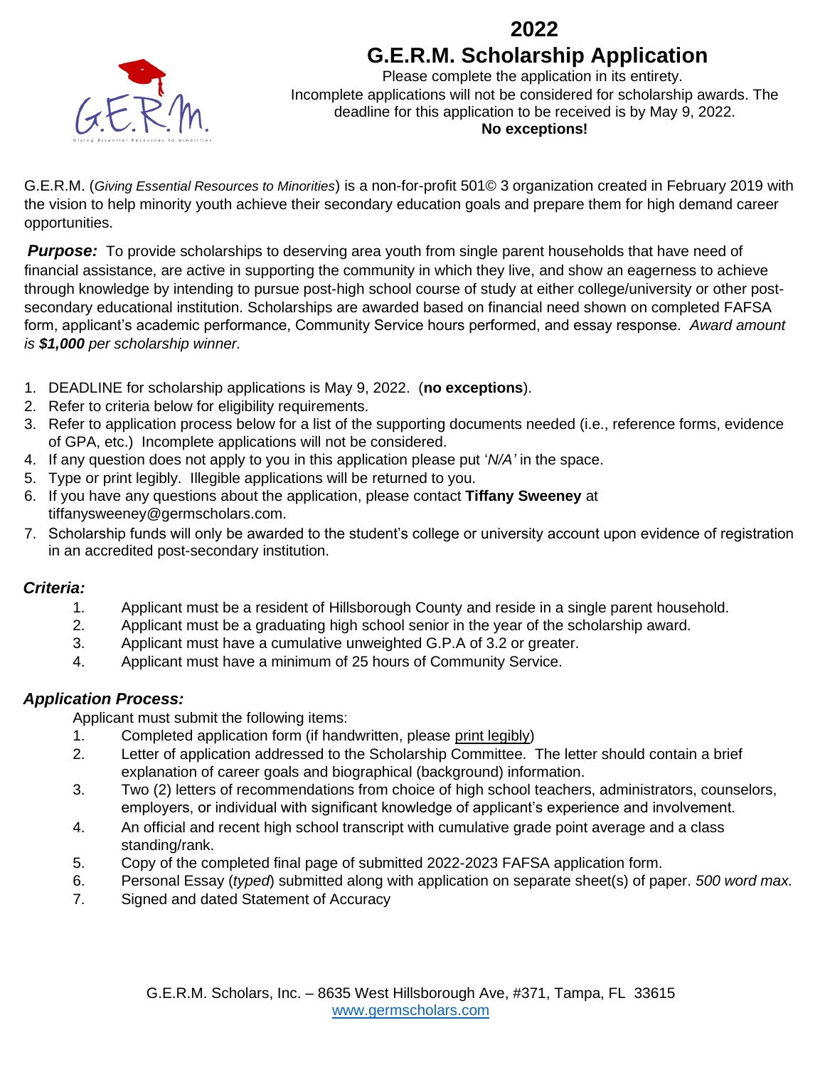# 2022
# G.E.R.M. Scholarship Application

Please complete the application in its entirety.
Incomplete applications will not be considered for scholarship awards. The deadline for this application to be received is by May 9, 2022.
**No exceptions!**

G.E.R.M. (*Giving Essential Resources to Minorities*) is a non-for-profit 501© 3 organization created in February 2019 with the vision to help minority youth achieve their secondary education goals and prepare them for high demand career opportunities.

***Purpose:*** To provide scholarships to deserving area youth from single parent households that have need of financial assistance, are active in supporting the community in which they live, and show an eagerness to achieve through knowledge by intending to pursue post-high school course of study at either college/university or other post-secondary educational institution. Scholarships are awarded based on financial need shown on completed FAFSA form, applicant's academic performance, Community Service hours performed, and essay response. *Award amount is **$1,000** per scholarship winner.*

1. DEADLINE for scholarship applications is May 9, 2022. (**no exceptions**).
2. Refer to criteria below for eligibility requirements.
3. Refer to application process below for a list of the supporting documents needed (i.e., reference forms, evidence of GPA, etc.) Incomplete applications will not be considered.
4. If any question does not apply to you in this application please put '*N/A'* in the space.
5. Type or print legibly. Illegible applications will be returned to you.
6. If you have any questions about the application, please contact **Tiffany Sweeney** at tiffanysweeney@germscholars.com.
7. Scholarship funds will only be awarded to the student's college or university account upon evidence of registration in an accredited post-secondary institution.

### *Criteria:*

1. Applicant must be a resident of Hillsborough County and reside in a single parent household.
2. Applicant must be a graduating high school senior in the year of the scholarship award.
3. Applicant must have a cumulative unweighted G.P.A of 3.2 or greater.
4. Applicant must have a minimum of 25 hours of Community Service.

### *Application Process:*

Applicant must submit the following items:

1. Completed application form (if handwritten, please print legibly)
2. Letter of application addressed to the Scholarship Committee. The letter should contain a brief explanation of career goals and biographical (background) information.
3. Two (2) letters of recommendations from choice of high school teachers, administrators, counselors, employers, or individual with significant knowledge of applicant's experience and involvement.
4. An official and recent high school transcript with cumulative grade point average and a class standing/rank.
5. Copy of the completed final page of submitted 2022-2023 FAFSA application form.
6. Personal Essay (*typed*) submitted along with application on separate sheet(s) of paper. *500 word max.*
7. Signed and dated Statement of Accuracy

G.E.R.M. Scholars, Inc. – 8635 West Hillsborough Ave, #371, Tampa, FL 33615
www.germscholars.com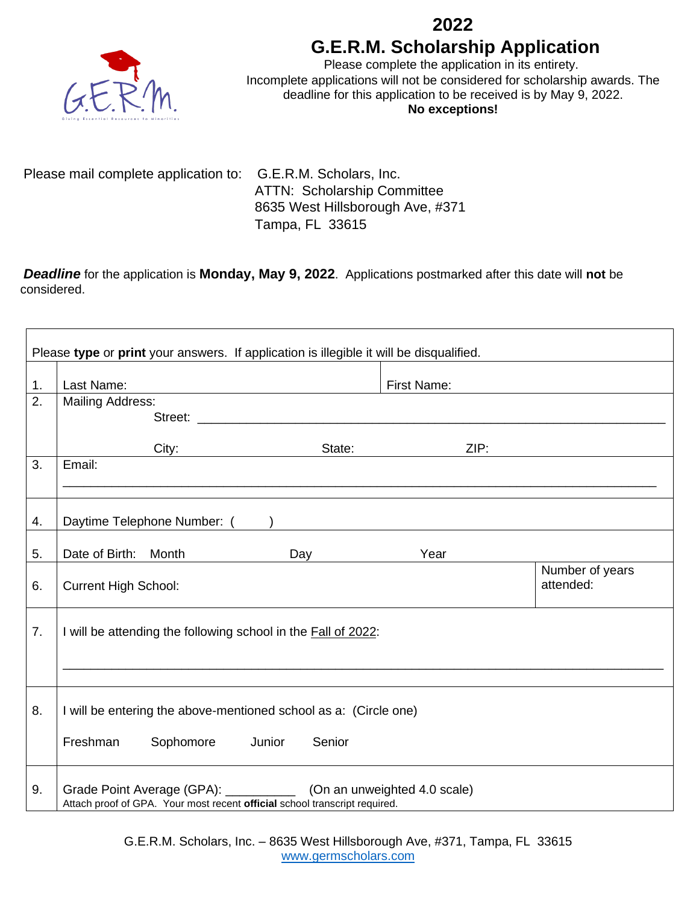# 2022

# G.E.R.M. Scholarship Application

Please complete the application in its entirety.
Incomplete applications will not be considered for scholarship awards. The deadline for this application to be received is by May 9, 2022.
**No exceptions!**

Please mail complete application to: G.E.R.M. Scholars, Inc.
ATTN: Scholarship Committee
8635 West Hillsborough Ave, #371
Tampa, FL 33615

***Deadline*** for the application is **Monday, May 9, 2022**. Applications postmarked after this date will **not** be considered.

Please **type** or **print** your answers. If application is illegible it will be disqualified.

| | | |
|---|---|---|
| 1. | Last Name: | First Name: |
| 2. | Mailing Address:<br>Street: ______________________________<br>City: State: ZIP: | |
| 3. | Email:<br>______________________________ | |
| 4. | Daytime Telephone Number: ( ) | |
| 5. | Date of Birth: Month Day Year | |
| 6. | Current High School: | Number of years attended: |
| 7. | I will be attending the following school in the Fall of 2022:<br>______________________________ | |
| 8. | I will be entering the above-mentioned school as a: (Circle one)<br>Freshman Sophomore Junior Senior | |
| 9. | Grade Point Average (GPA): __________ (On an unweighted 4.0 scale)<br>Attach proof of GPA. Your most recent **official** school transcript required. | |

G.E.R.M. Scholars, Inc. – 8635 West Hillsborough Ave, #371, Tampa, FL 33615
www.germscholars.com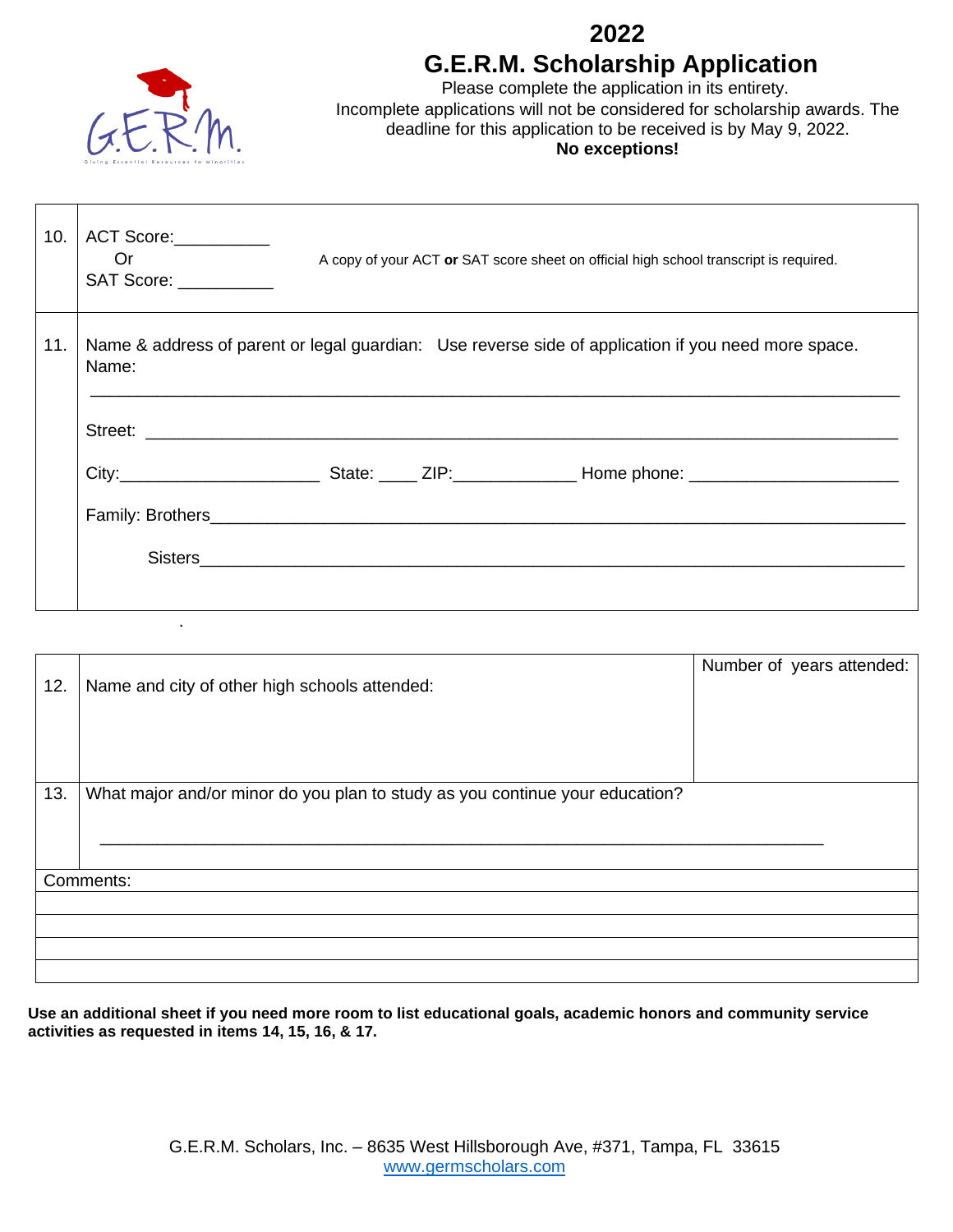# 2022

# G.E.R.M. Scholarship Application

Please complete the application in its entirety.
Incomplete applications will not be considered for scholarship awards. The deadline for this application to be received is by May 9, 2022.
**No exceptions!**

| | |
|---|---|
| 10. | ACT Score:__________ <br> Or <br> SAT Score: __________ <br><br> A copy of your ACT **or** SAT score sheet on official high school transcript is required. |
| 11. | Name & address of parent or legal guardian: Use reverse side of application if you need more space. <br> Name: <br> ______________________________________________________________________________ <br> Street: ______________________________________________________________________________ <br> City:_____________________ State: ____ ZIP:_____________ Home phone: _____________________ <br> Family: Brothers______________________________________________________________________ <br> Sisters______________________________________________________________________ |

.

| | | |
|---|---|---|
| 12. | Name and city of other high schools attended: | Number of years attended: |
| 13. | What major and/or minor do you plan to study as you continue your education? <br><br> ______________________________________________________________________________ | |
| Comments: | | |
| | | |
| | | |
| | | |
| | | |

**Use an additional sheet if you need more room to list educational goals, academic honors and community service activities as requested in items 14, 15, 16, & 17.**

G.E.R.M. Scholars, Inc. – 8635 West Hillsborough Ave, #371, Tampa, FL 33615
www.germscholars.com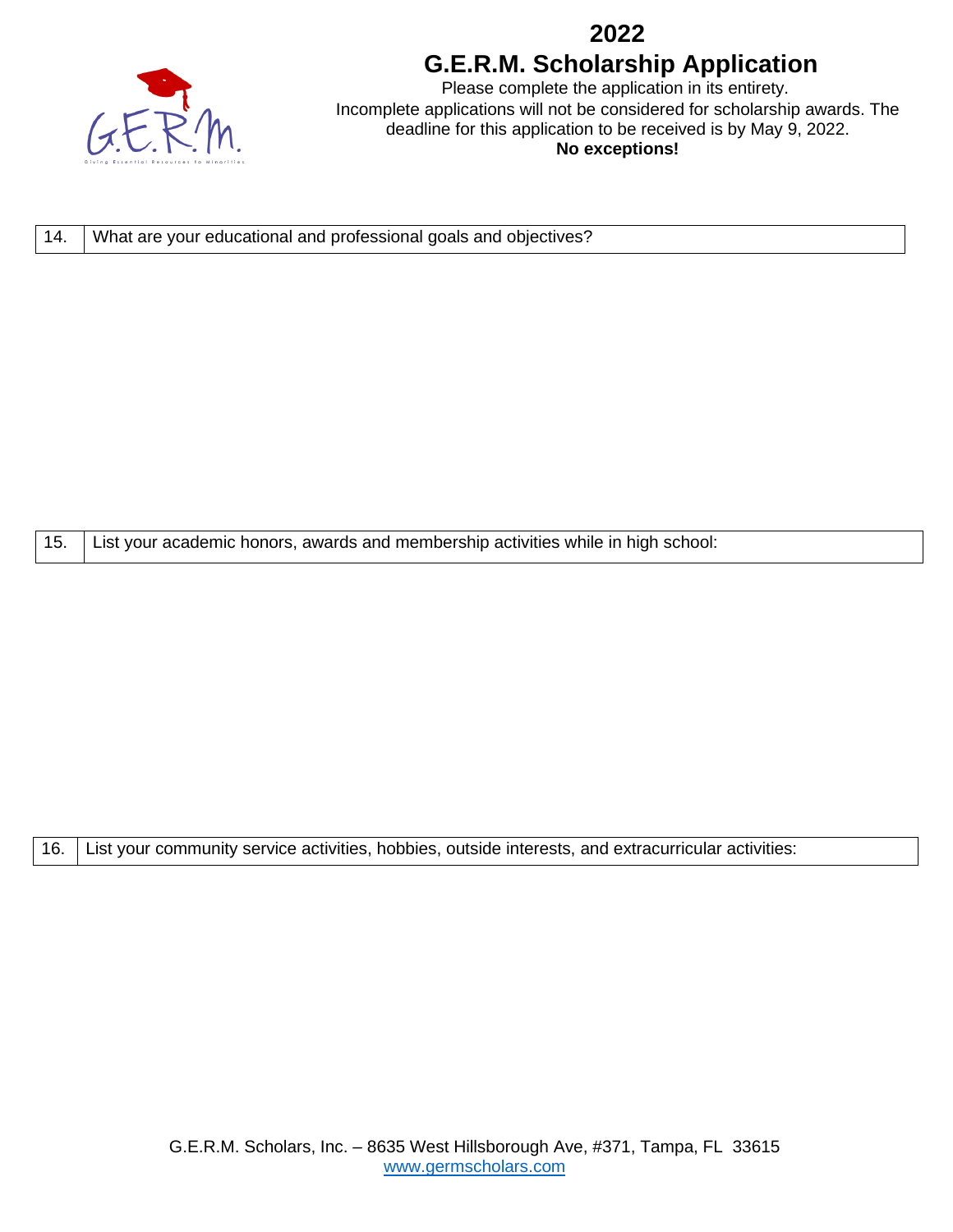# 2022

# G.E.R.M. Scholarship Application

Please complete the application in its entirety.
Incomplete applications will not be considered for scholarship awards. The deadline for this application to be received is by May 9, 2022.
**No exceptions!**

| 14. | What are your educational and professional goals and objectives? |
|---|---|

| 15. | List your academic honors, awards and membership activities while in high school: |
|---|---|

| 16. | List your community service activities, hobbies, outside interests, and extracurricular activities: |
|---|---|

G.E.R.M. Scholars, Inc. – 8635 West Hillsborough Ave, #371, Tampa, FL 33615
www.germscholars.com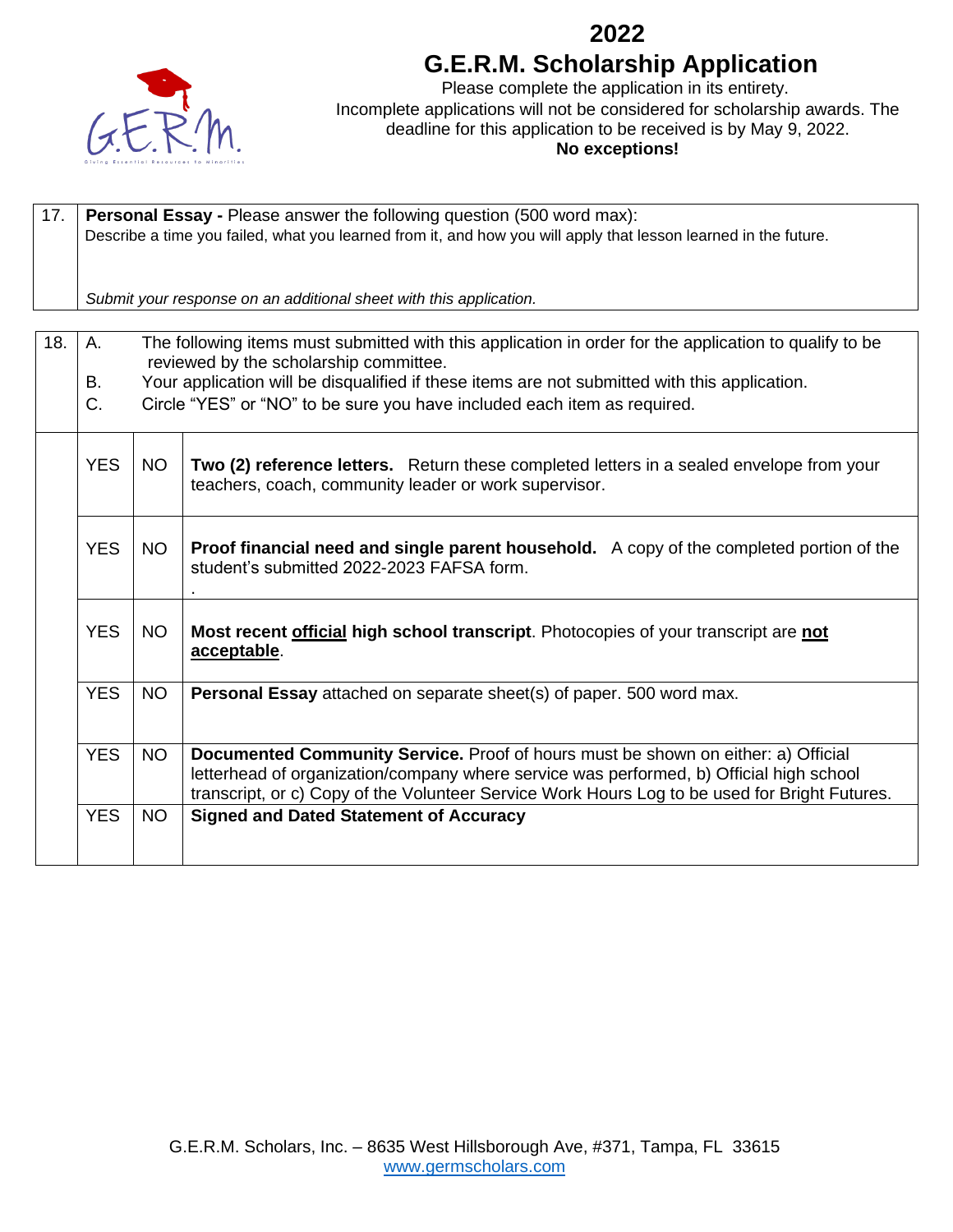# 2022
# G.E.R.M. Scholarship Application

Please complete the application in its entirety.
Incomplete applications will not be considered for scholarship awards. The deadline for this application to be received is by May 9, 2022.
**No exceptions!**

| 17. | **Personal Essay -** Please answer the following question (500 word max):<br>Describe a time you failed, what you learned from it, and how you will apply that lesson learned in the future.<br><br>*Submit your response on an additional sheet with this application.* |
|---|---|

| 18. | A. The following items must submitted with this application in order for the application to qualify to be reviewed by the scholarship committee.<br>B. Your application will be disqualified if these items are not submitted with this application.<br>C. Circle "YES" or "NO" to be sure you have included each item as required. | | |
|---|---|---|---|
| | YES | NO | **Two (2) reference letters.** Return these completed letters in a sealed envelope from your teachers, coach, community leader or work supervisor. |
| | YES | NO | **Proof financial need and single parent household.** A copy of the completed portion of the student's submitted 2022-2023 FAFSA form.<br>. |
| | YES | NO | **Most recent <u>official</u> high school transcript**. Photocopies of your transcript are **<u>not acceptable</u>**. |
| | YES | NO | **Personal Essay** attached on separate sheet(s) of paper. 500 word max. |
| | YES | NO | **Documented Community Service.** Proof of hours must be shown on either: a) Official letterhead of organization/company where service was performed, b) Official high school transcript, or c) Copy of the Volunteer Service Work Hours Log to be used for Bright Futures. |
| | YES | NO | **Signed and Dated Statement of Accuracy** |

G.E.R.M. Scholars, Inc. – 8635 West Hillsborough Ave, #371, Tampa, FL 33615
www.germscholars.com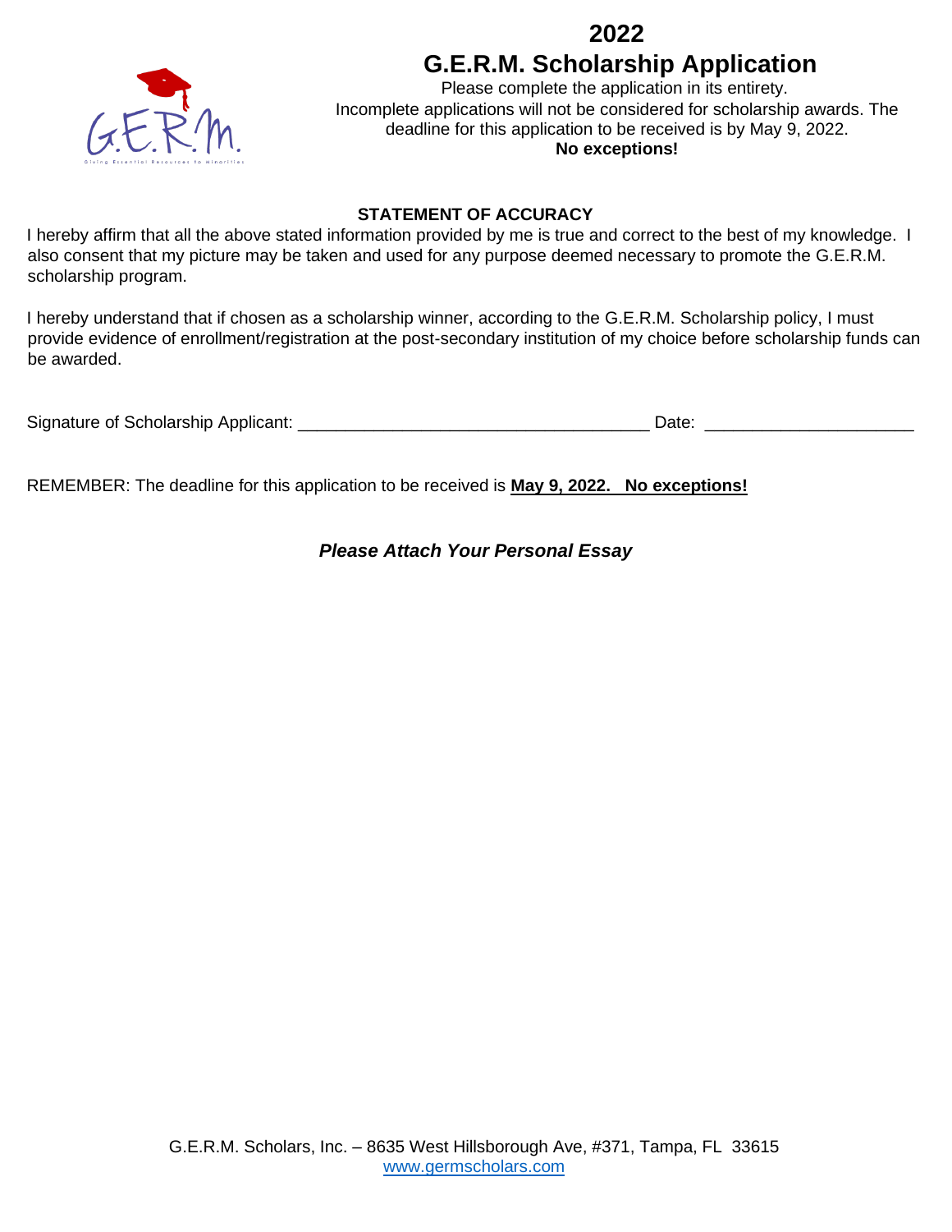# 2022

# G.E.R.M. Scholarship Application

Please complete the application in its entirety.
Incomplete applications will not be considered for scholarship awards. The deadline for this application to be received is by May 9, 2022.
**No exceptions!**

## STATEMENT OF ACCURACY

I hereby affirm that all the above stated information provided by me is true and correct to the best of my knowledge. I also consent that my picture may be taken and used for any purpose deemed necessary to promote the G.E.R.M. scholarship program.

I hereby understand that if chosen as a scholarship winner, according to the G.E.R.M. Scholarship policy, I must provide evidence of enrollment/registration at the post-secondary institution of my choice before scholarship funds can be awarded.

Signature of Scholarship Applicant: ___________________________________ Date: _____________________

REMEMBER: The deadline for this application to be received is **May 9, 2022. No exceptions!**

***Please Attach Your Personal Essay***

G.E.R.M. Scholars, Inc. – 8635 West Hillsborough Ave, #371, Tampa, FL 33615
www.germscholars.com